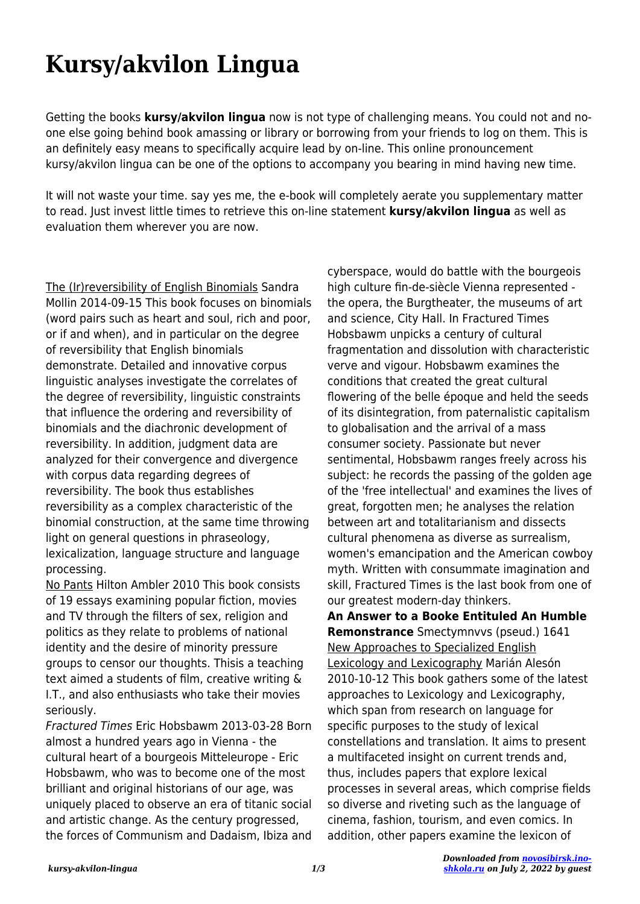# Kursy/akvilon Lingua

Getting the books **kursy/akvilon lingua** now is not type of challenging means. You could not and no-one else going behind book amassing or library or borrowing from your friends to log on them. This is an definitely easy means to specifically acquire lead by on-line. This online pronouncement kursy/akvilon lingua can be one of the options to accompany you bearing in mind having new time.

It will not waste your time. say yes me, the e-book will completely aerate you supplementary matter to read. Just invest little times to retrieve this on-line statement **kursy/akvilon lingua** as well as evaluation them wherever you are now.

The (Ir)reversibility of English Binomials Sandra Mollin 2014-09-15 This book focuses on binomials (word pairs such as heart and soul, rich and poor, or if and when), and in particular on the degree of reversibility that English binomials demonstrate. Detailed and innovative corpus linguistic analyses investigate the correlates of the degree of reversibility, linguistic constraints that influence the ordering and reversibility of binomials and the diachronic development of reversibility. In addition, judgment data are analyzed for their convergence and divergence with corpus data regarding degrees of reversibility. The book thus establishes reversibility as a complex characteristic of the binomial construction, at the same time throwing light on general questions in phraseology, lexicalization, language structure and language processing.

No Pants Hilton Ambler 2010 This book consists of 19 essays examining popular fiction, movies and TV through the filters of sex, religion and politics as they relate to problems of national identity and the desire of minority pressure groups to censor our thoughts. Thisis a teaching text aimed a students of film, creative writing & I.T., and also enthusiasts who take their movies seriously.

*Fractured Times* Eric Hobsbawm 2013-03-28 Born almost a hundred years ago in Vienna - the cultural heart of a bourgeois Mitteleurope - Eric Hobsbawm, who was to become one of the most brilliant and original historians of our age, was uniquely placed to observe an era of titanic social and artistic change. As the century progressed, the forces of Communism and Dadaism, Ibiza and cyberspace, would do battle with the bourgeois high culture fin-de-siècle Vienna represented - the opera, the Burgtheater, the museums of art and science, City Hall. In Fractured Times Hobsbawm unpicks a century of cultural fragmentation and dissolution with characteristic verve and vigour. Hobsbawm examines the conditions that created the great cultural flowering of the belle époque and held the seeds of its disintegration, from paternalistic capitalism to globalisation and the arrival of a mass consumer society. Passionate but never sentimental, Hobsbawm ranges freely across his subject: he records the passing of the golden age of the 'free intellectual' and examines the lives of great, forgotten men; he analyses the relation between art and totalitarianism and dissects cultural phenomena as diverse as surrealism, women's emancipation and the American cowboy myth. Written with consummate imagination and skill, Fractured Times is the last book from one of our greatest modern-day thinkers.

**An Answer to a Booke Entituled An Humble Remonstrance** Smectymnvvs (pseud.) 1641

New Approaches to Specialized English Lexicology and Lexicography Marián Alesón 2010-10-12 This book gathers some of the latest approaches to Lexicology and Lexicography, which span from research on language for specific purposes to the study of lexical constellations and translation. It aims to present a multifaceted insight on current trends and, thus, includes papers that explore lexical processes in several areas, which comprise fields so diverse and riveting such as the language of cinema, fashion, tourism, and even comics. In addition, other papers examine the lexicon of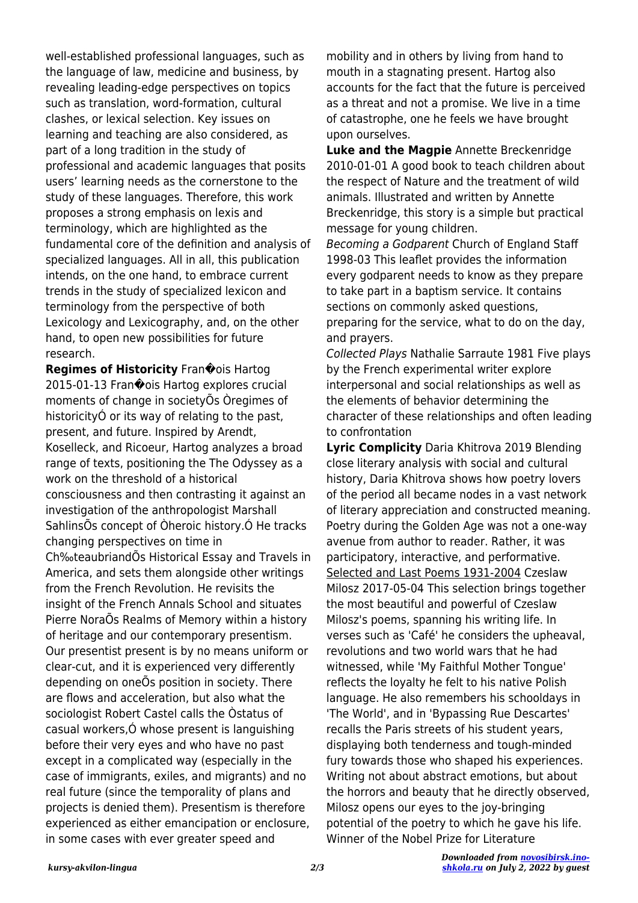well-established professional languages, such as the language of law, medicine and business, by revealing leading-edge perspectives on topics such as translation, word-formation, cultural clashes, or lexical selection. Key issues on learning and teaching are also considered, as part of a long tradition in the study of professional and academic languages that posits users' learning needs as the cornerstone to the study of these languages. Therefore, this work proposes a strong emphasis on lexis and terminology, which are highlighted as the fundamental core of the definition and analysis of specialized languages. All in all, this publication intends, on the one hand, to embrace current trends in the study of specialized lexicon and terminology from the perspective of both Lexicology and Lexicography, and, on the other hand, to open new possibilities for future research.

**Regimes of Historicity** Fran�ois Hartog 2015-01-13 Fran�ois Hartog explores crucial moments of change in societyÕs Òregimes of historicityÓ or its way of relating to the past, present, and future. Inspired by Arendt, Koselleck, and Ricoeur, Hartog analyzes a broad range of texts, positioning the The Odyssey as a work on the threshold of a historical consciousness and then contrasting it against an investigation of the anthropologist Marshall SahlinsÕs concept of Òheroic history.Ó He tracks changing perspectives on time in Ch‰teaubriandÕs Historical Essay and Travels in America, and sets them alongside other writings from the French Revolution. He revisits the insight of the French Annals School and situates Pierre NoraÕs Realms of Memory within a history of heritage and our contemporary presentism. Our presentist present is by no means uniform or clear-cut, and it is experienced very differently depending on oneÕs position in society. There are flows and acceleration, but also what the sociologist Robert Castel calls the Òstatus of casual workers,Ó whose present is languishing before their very eyes and who have no past except in a complicated way (especially in the case of immigrants, exiles, and migrants) and no real future (since the temporality of plans and projects is denied them). Presentism is therefore experienced as either emancipation or enclosure, in some cases with ever greater speed and mobility and in others by living from hand to mouth in a stagnating present. Hartog also accounts for the fact that the future is perceived as a threat and not a promise. We live in a time of catastrophe, one he feels we have brought upon ourselves.

**Luke and the Magpie** Annette Breckenridge 2010-01-01 A good book to teach children about the respect of Nature and the treatment of wild animals. Illustrated and written by Annette Breckenridge, this story is a simple but practical message for young children.

*Becoming a Godparent* Church of England Staff 1998-03 This leaflet provides the information every godparent needs to know as they prepare to take part in a baptism service. It contains sections on commonly asked questions, preparing for the service, what to do on the day, and prayers.

*Collected Plays* Nathalie Sarraute 1981 Five plays by the French experimental writer explore interpersonal and social relationships as well as the elements of behavior determining the character of these relationships and often leading to confrontation

**Lyric Complicity** Daria Khitrova 2019 Blending close literary analysis with social and cultural history, Daria Khitrova shows how poetry lovers of the period all became nodes in a vast network of literary appreciation and constructed meaning. Poetry during the Golden Age was not a one-way avenue from author to reader. Rather, it was participatory, interactive, and performative.

Selected and Last Poems 1931-2004 Czeslaw Milosz 2017-05-04 This selection brings together the most beautiful and powerful of Czeslaw Milosz's poems, spanning his writing life. In verses such as 'Café' he considers the upheaval, revolutions and two world wars that he had witnessed, while 'My Faithful Mother Tongue' reflects the loyalty he felt to his native Polish language. He also remembers his schooldays in 'The World', and in 'Bypassing Rue Descartes' recalls the Paris streets of his student years, displaying both tenderness and tough-minded fury towards those who shaped his experiences. Writing not about abstract emotions, but about the horrors and beauty that he directly observed, Milosz opens our eyes to the joy-bringing potential of the poetry to which he gave his life. Winner of the Nobel Prize for Literature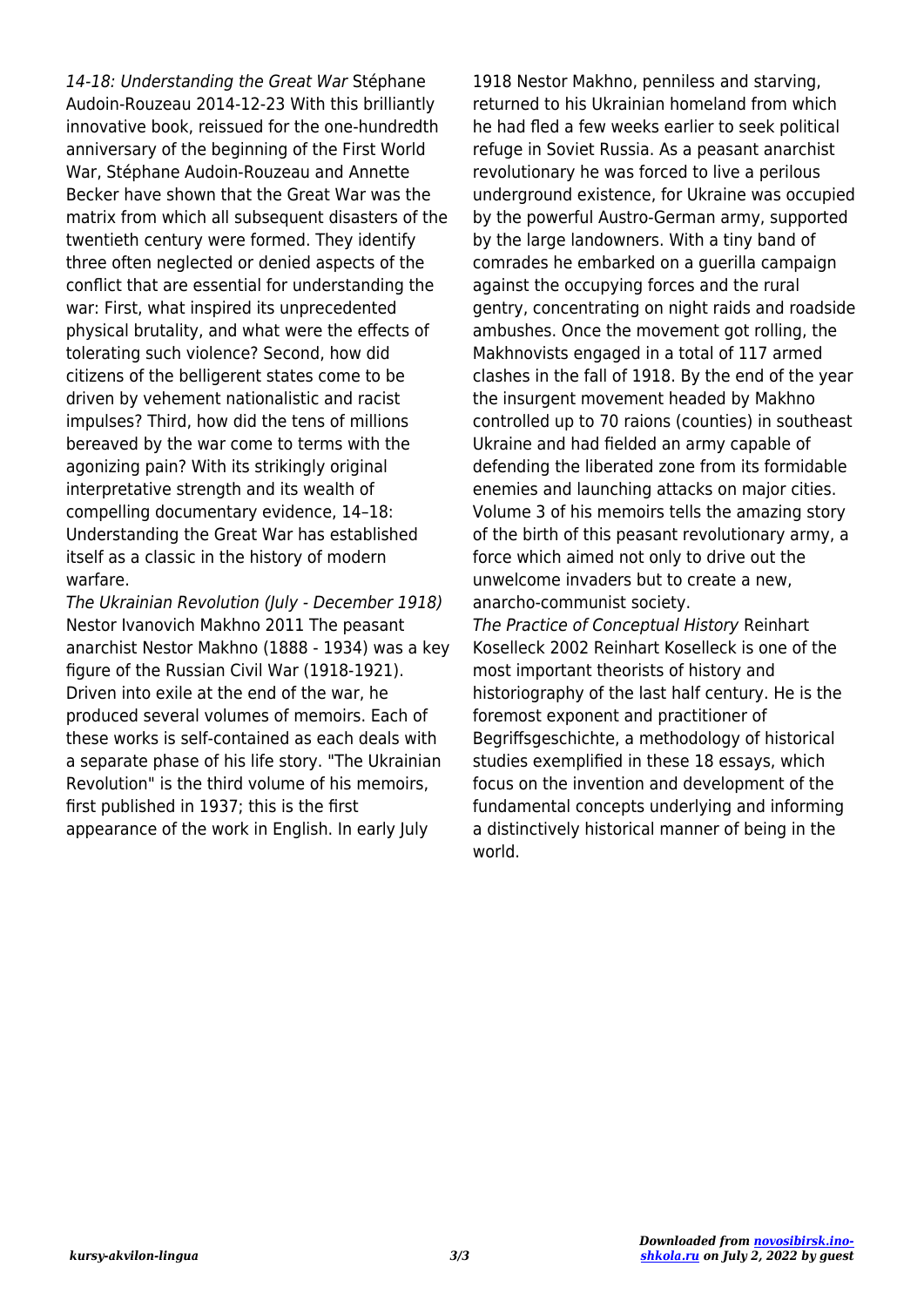*14-18: Understanding the Great War* Stéphane Audoin-Rouzeau 2014-12-23 With this brilliantly innovative book, reissued for the one-hundredth anniversary of the beginning of the First World War, Stéphane Audoin-Rouzeau and Annette Becker have shown that the Great War was the matrix from which all subsequent disasters of the twentieth century were formed. They identify three often neglected or denied aspects of the conflict that are essential for understanding the war: First, what inspired its unprecedented physical brutality, and what were the effects of tolerating such violence? Second, how did citizens of the belligerent states come to be driven by vehement nationalistic and racist impulses? Third, how did the tens of millions bereaved by the war come to terms with the agonizing pain? With its strikingly original interpretative strength and its wealth of compelling documentary evidence, 14–18: Understanding the Great War has established itself as a classic in the history of modern warfare.

*The Ukrainian Revolution (July - December 1918)* Nestor Ivanovich Makhno 2011 The peasant anarchist Nestor Makhno (1888 - 1934) was a key figure of the Russian Civil War (1918-1921). Driven into exile at the end of the war, he produced several volumes of memoirs. Each of these works is self-contained as each deals with a separate phase of his life story. "The Ukrainian Revolution" is the third volume of his memoirs, first published in 1937; this is the first appearance of the work in English. In early July 1918 Nestor Makhno, penniless and starving, returned to his Ukrainian homeland from which he had fled a few weeks earlier to seek political refuge in Soviet Russia. As a peasant anarchist revolutionary he was forced to live a perilous underground existence, for Ukraine was occupied by the powerful Austro-German army, supported by the large landowners. With a tiny band of comrades he embarked on a guerilla campaign against the occupying forces and the rural gentry, concentrating on night raids and roadside ambushes. Once the movement got rolling, the Makhnovists engaged in a total of 117 armed clashes in the fall of 1918. By the end of the year the insurgent movement headed by Makhno controlled up to 70 raions (counties) in southeast Ukraine and had fielded an army capable of defending the liberated zone from its formidable enemies and launching attacks on major cities. Volume 3 of his memoirs tells the amazing story of the birth of this peasant revolutionary army, a force which aimed not only to drive out the unwelcome invaders but to create a new, anarcho-communist society.

*The Practice of Conceptual History* Reinhart Koselleck 2002 Reinhart Koselleck is one of the most important theorists of history and historiography of the last half century. He is the foremost exponent and practitioner of Begriffsgeschichte, a methodology of historical studies exemplified in these 18 essays, which focus on the invention and development of the fundamental concepts underlying and informing a distinctively historical manner of being in the world.